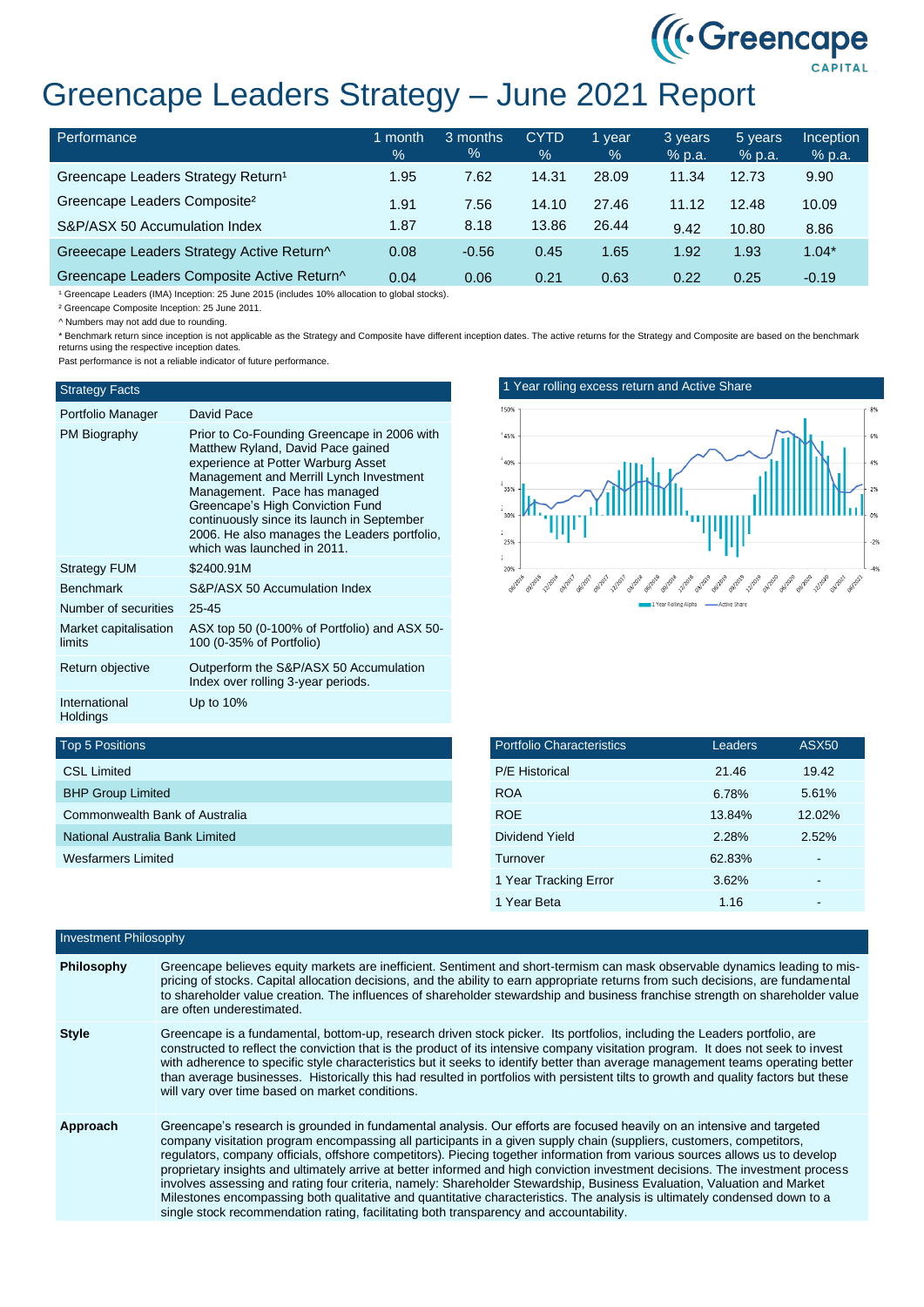# Greencape Leaders Strategy – June 2021 Report

| Performance | 1 month % | 3 months % | CYTD % | 1 year % | 3 years % p.a. | 5 years % p.a. | Inception % p.a. |
|---|---|---|---|---|---|---|---|
| Greencape Leaders Strategy Return[1] | 1.95 | 7.62 | 14.31 | 28.09 | 11.34 | 12.73 | 9.90 |
| Greencape Leaders Composite[2] | 1.91 | 7.56 | 14.10 | 27.46 | 11.12 | 12.48 | 10.09 |
| S&P/ASX 50 Accumulation Index | 1.87 | 8.18 | 13.86 | 26.44 | 9.42 | 10.80 | 8.86 |
| Greeecape Leaders Strategy Active Return^ | 0.08 | -0.56 | 0.45 | 1.65 | 1.92 | 1.93 | 1.04* |
| Greencape Leaders Composite Active Return^ | 0.04 | 0.06 | 0.21 | 0.63 | 0.22 | 0.25 | -0.19 |

[1] Greencape Leaders (IMA) Inception: 25 June 2015 (includes 10% allocation to global stocks).

[2] Greencape Composite Inception: 25 June 2011.

^ Numbers may not add due to rounding.

* Benchmark return since inception is not applicable as the Strategy and Composite have different inception dates. The active returns for the Strategy and Composite are based on the benchmark returns using the respective inception dates.

Past performance is not a reliable indicator of future performance.

| Strategy Facts | |
|---|---|
| Portfolio Manager | David Pace |
| PM Biography | Prior to Co-Founding Greencape in 2006 with Matthew Ryland, David Pace gained experience at Potter Warburg Asset Management and Merrill Lynch Investment Management. Pace has managed Greencape's High Conviction Fund continuously since its launch in September 2006. He also manages the Leaders portfolio, which was launched in 2011. |
| Strategy FUM | $2400.91M |
| Benchmark | S&P/ASX 50 Accumulation Index |
| Number of securities | 25-45 |
| Market capitalisation limits | ASX top 50 (0-100% of Portfolio) and ASX 50-100 (0-35% of Portfolio) |
| Return objective | Outperform the S&P/ASX 50 Accumulation Index over rolling 3-year periods. |
| International Holdings | Up to 10% |

## 1 Year rolling excess return and Active Share

| Top 5 Positions |
|---|
| CSL Limited |
| BHP Group Limited |
| Commonwealth Bank of Australia |
| National Australia Bank Limited |
| Wesfarmers Limited |

| Portfolio Characteristics | Leaders | ASX50 |
|---|---|---|
| P/E Historical | 21.46 | 19.42 |
| ROA | 6.78% | 5.61% |
| ROE | 13.84% | 12.02% |
| Dividend Yield | 2.28% | 2.52% |
| Turnover | 62.83% | - |
| 1 Year Tracking Error | 3.62% | - |
| 1 Year Beta | 1.16 | - |

## Investment Philosophy

**Philosophy**
Greencape believes equity markets are inefficient. Sentiment and short-termism can mask observable dynamics leading to mis-pricing of stocks. Capital allocation decisions, and the ability to earn appropriate returns from such decisions, are fundamental to shareholder value creation. The influences of shareholder stewardship and business franchise strength on shareholder value are often underestimated.

**Style**
Greencape is a fundamental, bottom-up, research driven stock picker. Its portfolios, including the Leaders portfolio, are constructed to reflect the conviction that is the product of its intensive company visitation program. It does not seek to invest with adherence to specific style characteristics but it seeks to identify better than average management teams operating better than average businesses. Historically this had resulted in portfolios with persistent tilts to growth and quality factors but these will vary over time based on market conditions.

**Approach**
Greencape's research is grounded in fundamental analysis. Our efforts are focused heavily on an intensive and targeted company visitation program encompassing all participants in a given supply chain (suppliers, customers, competitors, regulators, company officials, offshore competitors). Piecing together information from various sources allows us to develop proprietary insights and ultimately arrive at better informed and high conviction investment decisions. The investment process involves assessing and rating four criteria, namely: Shareholder Stewardship, Business Evaluation, Valuation and Market Milestones encompassing both qualitative and quantitative characteristics. The analysis is ultimately condensed down to a single stock recommendation rating, facilitating both transparency and accountability.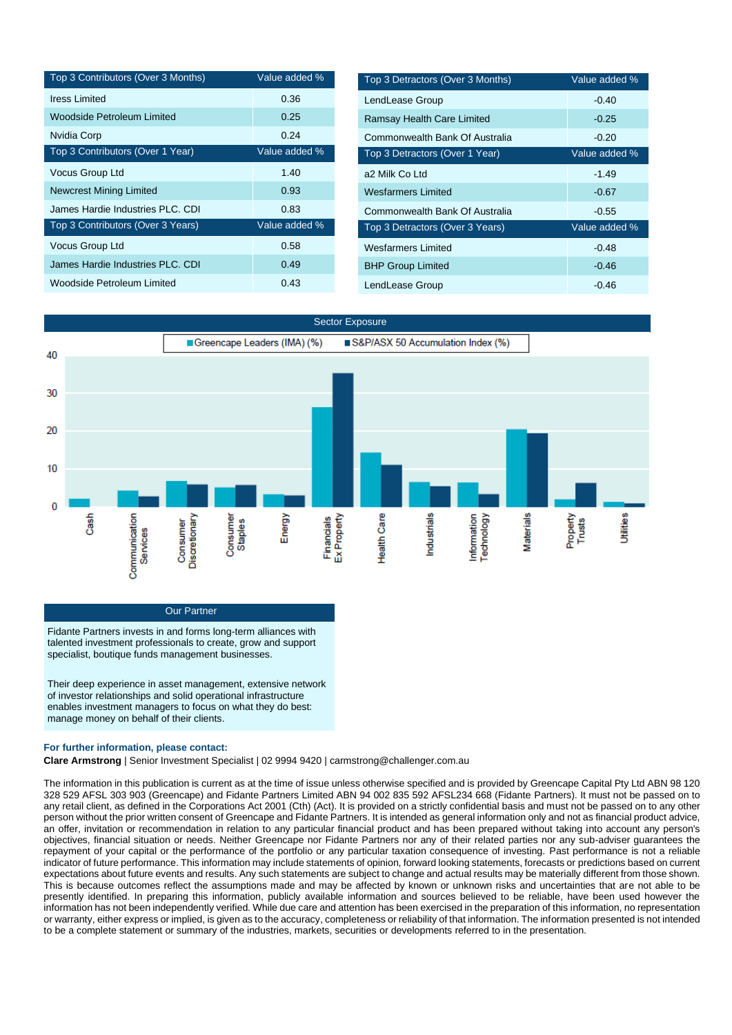| Top 3 Contributors (Over 3 Months) | Value added % |
|---|---|
| Iress Limited | 0.36 |
| Woodside Petroleum Limited | 0.25 |
| Nvidia Corp | 0.24 |
| **Top 3 Contributors (Over 1 Year)** | **Value added %** |
| Vocus Group Ltd | 1.40 |
| Newcrest Mining Limited | 0.93 |
| James Hardie Industries PLC. CDI | 0.83 |
| **Top 3 Contributors (Over 3 Years)** | **Value added %** |
| Vocus Group Ltd | 0.58 |
| James Hardie Industries PLC. CDI | 0.49 |
| Woodside Petroleum Limited | 0.43 |

| Top 3 Detractors (Over 3 Months) | Value added % |
|---|---|
| LendLease Group | -0.40 |
| Ramsay Health Care Limited | -0.25 |
| Commonwealth Bank Of Australia | -0.20 |
| **Top 3 Detractors (Over 1 Year)** | **Value added %** |
| a2 Milk Co Ltd | -1.49 |
| Wesfarmers Limited | -0.67 |
| Commonwealth Bank Of Australia | -0.55 |
| **Top 3 Detractors (Over 3 Years)** | **Value added %** |
| Wesfarmers Limited | -0.48 |
| BHP Group Limited | -0.46 |
| LendLease Group | -0.46 |

## Sector Exposure

Greencape Leaders (IMA) (%)
S&P/ASX 50 Accumulation Index (%)

40
30
20
10
0

Cash
Communication Services
Consumer Discretionary
Consumer Staples
Energy
Financials Ex Property
Health Care
Industrials
Information Technology
Materials
Property Trusts
Utilities

## Our Partner

Fidante Partners invests in and forms long-term alliances with talented investment professionals to create, grow and support specialist, boutique funds management businesses.

Their deep experience in asset management, extensive network of investor relationships and solid operational infrastructure enables investment managers to focus on what they do best: manage money on behalf of their clients.

**For further information, please contact:**

**Clare Armstrong** | Senior Investment Specialist | 02 9994 9420 | carmstrong@challenger.com.au

The information in this publication is current as at the time of issue unless otherwise specified and is provided by Greencape Capital Pty Ltd ABN 98 120 328 529 AFSL 303 903 (Greencape) and Fidante Partners Limited ABN 94 002 835 592 AFSL234 668 (Fidante Partners). It must not be passed on to any retail client, as defined in the Corporations Act 2001 (Cth) (Act). It is provided on a strictly confidential basis and must not be passed on to any other person without the prior written consent of Greencape and Fidante Partners. It is intended as general information only and not as financial product advice, an offer, invitation or recommendation in relation to any particular financial product and has been prepared without taking into account any person's objectives, financial situation or needs. Neither Greencape nor Fidante Partners nor any of their related parties nor any sub-adviser guarantees the repayment of your capital or the performance of the portfolio or any particular taxation consequence of investing. Past performance is not a reliable indicator of future performance. This information may include statements of opinion, forward looking statements, forecasts or predictions based on current expectations about future events and results. Any such statements are subject to change and actual results may be materially different from those shown. This is because outcomes reflect the assumptions made and may be affected by known or unknown risks and uncertainties that are not able to be presently identified. In preparing this information, publicly available information and sources believed to be reliable, have been used however the information has not been independently verified. While due care and attention has been exercised in the preparation of this information, no representation or warranty, either express or implied, is given as to the accuracy, completeness or reliability of that information. The information presented is not intended to be a complete statement or summary of the industries, markets, securities or developments referred to in the presentation.